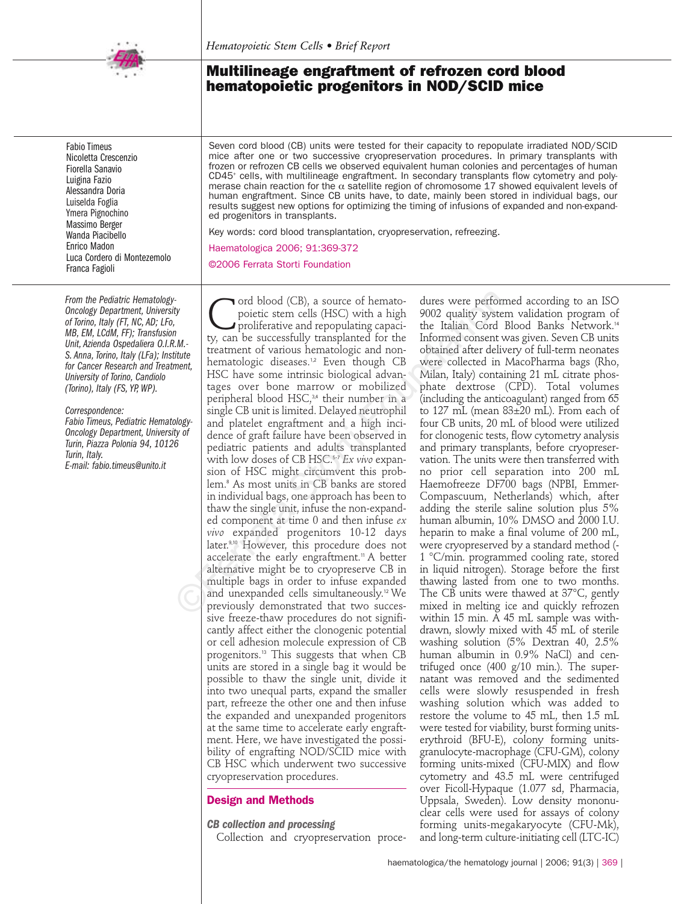Hematopoietic Stem Cells • Brief Report

# Multilineage engraftment of refrozen cord blood hematopoietic progenitors in NOD/SCID mice

Fabio Timeus
Nicoletta Crescenzio
Fiorella Sanavio
Luigina Fazio
Alessandra Doria
Luiselda Foglia
Ymera Pignochino
Massimo Berger
Wanda Piacibello
Enrico Madon
Luca Cordero di Montezemolo
Franca Fagioli

Seven cord blood (CB) units were tested for their capacity to repopulate irradiated NOD/SCID mice after one or two successive cryopreservation procedures. In primary transplants with frozen or refrozen CB cells we observed equivalent human colonies and percentages of human CD45$^+$ cells, with multilineage engraftment. In secondary transplants flow cytometry and polymerase chain reaction for the $\alpha$ satellite region of chromosome 17 showed equivalent levels of human engraftment. Since CB units have, to date, mainly been stored in individual bags, our results suggest new options for optimizing the timing of infusions of expanded and non-expanded progenitors in transplants.

Key words: cord blood transplantation, cryopreservation, refreezing.

Haematologica 2006; 91:369-372

©2006 Ferrata Storti Foundation

*From the Pediatric Hematology-Oncology Department, University of Torino, Italy (FT, NC, AD; LFo, MB, EM, LCdM, FF); Transfusion Unit, Azienda Ospedaliera O.I.R.M.-S. Anna, Torino, Italy (LFa); Institute for Cancer Research and Treatment, University of Torino, Candiolo (Torino), Italy (FS, YP, WP).*

*Correspondence:*
*Fabio Timeus, Pediatric Hematology-Oncology Department, University of Turin, Piazza Polonia 94, 10126 Turin, Italy.*
*E-mail: fabio.timeus@unito.it*

Cord blood (CB), a source of hematopoietic stem cells (HSC) with a high proliferative and repopulating capacity, can be successfully transplanted for the treatment of various hematologic and non-hematologic diseases.[1,2] Even though CB HSC have some intrinsic biological advantages over bone marrow or mobilized peripheral blood HSC,[3,4] their number in a single CB unit is limited. Delayed neutrophil and platelet engraftment and a high incidence of graft failure have been observed in pediatric patients and adults transplanted with low doses of CB HSC.[5-7] *Ex vivo* expansion of HSC might circumvent this problem.[8] As most units in CB banks are stored in individual bags, one approach has been to thaw the single unit, infuse the non-expanded component at time 0 and then infuse *ex vivo* expanded progenitors 10-12 days later.[9,10] However, this procedure does not accelerate the early engraftment.[11] A better alternative might be to cryopreserve CB in multiple bags in order to infuse expanded and unexpanded cells simultaneously.[12] We previously demonstrated that two successive freeze-thaw procedures do not significantly affect either the clonogenic potential or cell adhesion molecule expression of CB progenitors.[13] This suggests that when CB units are stored in a single bag it would be possible to thaw the single unit, divide it into two unequal parts, expand the smaller part, refreeze the other one and then infuse the expanded and unexpanded progenitors at the same time to accelerate early engraftment. Here, we have investigated the possibility of engrafting NOD/SCID mice with CB HSC which underwent two successive cryopreservation procedures.

## Design and Methods

### CB collection and processing

Collection and cryopreservation procedures were performed according to an ISO 9002 quality system validation program of the Italian Cord Blood Banks Network.[14] Informed consent was given. Seven CB units obtained after delivery of full-term neonates were collected in MacoPharma bags (Rho, Milan, Italy) containing 21 mL citrate phosphate dextrose (CPD). Total volumes (including the anticoagulant) ranged from 65 to 127 mL (mean 83±20 mL). From each of four CB units, 20 mL of blood were utilized for clonogenic tests, flow cytometry analysis and primary transplants, before cryopreservation. The units were then transferred with no prior cell separation into 200 mL Haemofreeze DF700 bags (NPBI, Emmer-Compascuum, Netherlands) which, after adding the sterile saline solution plus 5% human albumin, 10% DMSO and 2000 I.U. heparin to make a final volume of 200 mL, were cryopreserved by a standard method (-1 °C/min. programmed cooling rate, stored in liquid nitrogen). Storage before the first thawing lasted from one to two months. The CB units were thawed at 37°C, gently mixed in melting ice and quickly refrozen within 15 min. A 45 mL sample was withdrawn, slowly mixed with 45 mL of sterile washing solution (5% Dextran 40, 2.5% human albumin in 0.9% NaCl) and centrifuged once (400 g/10 min.). The supernatant was removed and the sedimented cells were slowly resuspended in fresh washing solution which was added to restore the volume to 45 mL, then 1.5 mL were tested for viability, burst forming units-erythroid (BFU-E), colony forming units-granulocyte-macrophage (CFU-GM), colony forming units-mixed (CFU-MIX) and flow cytometry and 43.5 mL were centrifuged over Ficoll-Hypaque (1.077 sd, Pharmacia, Uppsala, Sweden). Low density mononuclear cells were used for assays of colony forming units-megakaryocyte (CFU-Mk), and long-term culture-initiating cell (LTC-IC)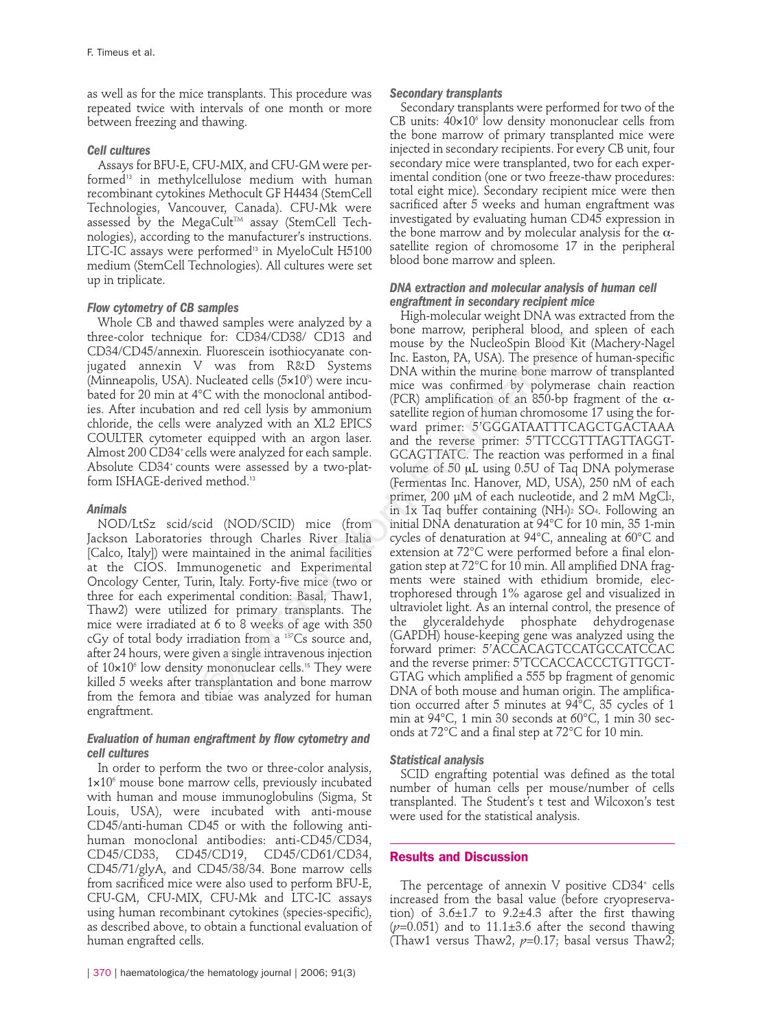as well as for the mice transplants. This procedure was repeated twice with intervals of one month or more between freezing and thawing.

### Cell cultures

Assays for BFU-E, CFU-MIX, and CFU-GM were performed[13] in methylcellulose medium with human recombinant cytokines Methocult GF H4434 (StemCell Technologies, Vancouver, Canada). CFU-Mk were assessed by the MegaCult™ assay (StemCell Technologies), according to the manufacturer's instructions. LTC-IC assays were performed[13] in MyeloCult H5100 medium (StemCell Technologies). All cultures were set up in triplicate.

### Flow cytometry of CB samples

Whole CB and thawed samples were analyzed by a three-color technique for: CD34/CD38/ CD13 and CD34/CD45/annexin. Fluorescein isothiocyanate conjugated annexin V was from R&D Systems (Minneapolis, USA). Nucleated cells ($5\times10^5$) were incubated for 20 min at 4°C with the monoclonal antibodies. After incubation and red cell lysis by ammonium chloride, the cells were analyzed with an XL2 EPICS COULTER cytometer equipped with an argon laser. Almost 200 CD34$^+$ cells were analyzed for each sample. Absolute CD34$^+$ counts were assessed by a two-platform ISHAGE-derived method.[13]

### Animals

NOD/LtSz scid/scid (NOD/SCID) mice (from Jackson Laboratories through Charles River Italia [Calco, Italy]) were maintained in the animal facilities at the CIOS. Immunogenetic and Experimental Oncology Center, Turin, Italy. Forty-five mice (two or three for each experimental condition: Basal, Thaw1, Thaw2) were utilized for primary transplants. The mice were irradiated at 6 to 8 weeks of age with 350 cGy of total body irradiation from a $^{137}$Cs source and, after 24 hours, were given a single intravenous injection of $10\times10^6$ low density mononuclear cells.[15] They were killed 5 weeks after transplantation and bone marrow from the femora and tibiae was analyzed for human engraftment.

### Evaluation of human engraftment by flow cytometry and cell cultures

In order to perform the two or three-color analysis, $1\times10^6$ mouse bone marrow cells, previously incubated with human and mouse immunoglobulins (Sigma, St Louis, USA), were incubated with anti-mouse CD45/anti-human CD45 or with the following anti-human monoclonal antibodies: anti-CD45/CD34, CD45/CD33, CD45/CD19, CD45/CD61/CD34, CD45/71/glyA, and CD45/38/34. Bone marrow cells from sacrificed mice were also used to perform BFU-E, CFU-GM, CFU-MIX, CFU-Mk and LTC-IC assays using human recombinant cytokines (species-specific), as described above, to obtain a functional evaluation of human engrafted cells.

### Secondary transplants

Secondary transplants were performed for two of the CB units: $40\times10^6$ low density mononuclear cells from the bone marrow of primary transplanted mice were injected in secondary recipients. For every CB unit, four secondary mice were transplanted, two for each experimental condition (one or two freeze-thaw procedures: total eight mice). Secondary recipient mice were then sacrificed after 5 weeks and human engraftment was investigated by evaluating human CD45 expression in the bone marrow and by molecular analysis for the $\alpha$-satellite region of chromosome 17 in the peripheral blood bone marrow and spleen.

### DNA extraction and molecular analysis of human cell engraftment in secondary recipient mice

High-molecular weight DNA was extracted from the bone marrow, peripheral blood, and spleen of each mouse by the NucleoSpin Blood Kit (Machery-Nagel Inc. Easton, PA, USA). The presence of human-specific DNA within the murine bone marrow of transplanted mice was confirmed by polymerase chain reaction (PCR) amplification of an 850-bp fragment of the $\alpha$-satellite region of human chromosome 17 using the forward primer: 5'GGGATAATTTCAGCTGACTAAA and the reverse primer: 5'TTCCGTTTAGTTAGGTGCAGTTATC. The reaction was performed in a final volume of 50 µL using 0.5U of Taq DNA polymerase (Fermentas Inc. Hanover, MD, USA), 250 nM of each primer, 200 µM of each nucleotide, and 2 mM $MgCl_2$, in 1x Taq buffer containing $(NH_4)_2SO_4$. Following an initial DNA denaturation at 94°C for 10 min, 35 1-min cycles of denaturation at 94°C, annealing at 60°C and extension at 72°C were performed before a final elongation step at 72°C for 10 min. All amplified DNA fragments were stained with ethidium bromide, electrophoresed through 1% agarose gel and visualized in ultraviolet light. As an internal control, the presence of the glyceraldehyde phosphate dehydrogenase (GAPDH) house-keeping gene was analyzed using the forward primer: 5'ACCACAGTCCATGCCATCCAC and the reverse primer: 5'TCCACCACCCTGTTGCTGTAG which amplified a 555 bp fragment of genomic DNA of both mouse and human origin. The amplification occurred after 5 minutes at 94°C, 35 cycles of 1 min at 94°C, 1 min 30 seconds at 60°C, 1 min 30 seconds at 72°C and a final step at 72°C for 10 min.

### Statistical analysis

SCID engrafting potential was defined as the total number of human cells per mouse/number of cells transplanted. The Student's t test and Wilcoxon's test were used for the statistical analysis.

## Results and Discussion

The percentage of annexin V positive CD34$^+$ cells increased from the basal value (before cryopreservation) of 3.6±1.7 to 9.2±4.3 after the first thawing ($p$=0.051) and to 11.1±3.6 after the second thawing (Thaw1 versus Thaw2, $p$=0.17; basal versus Thaw2;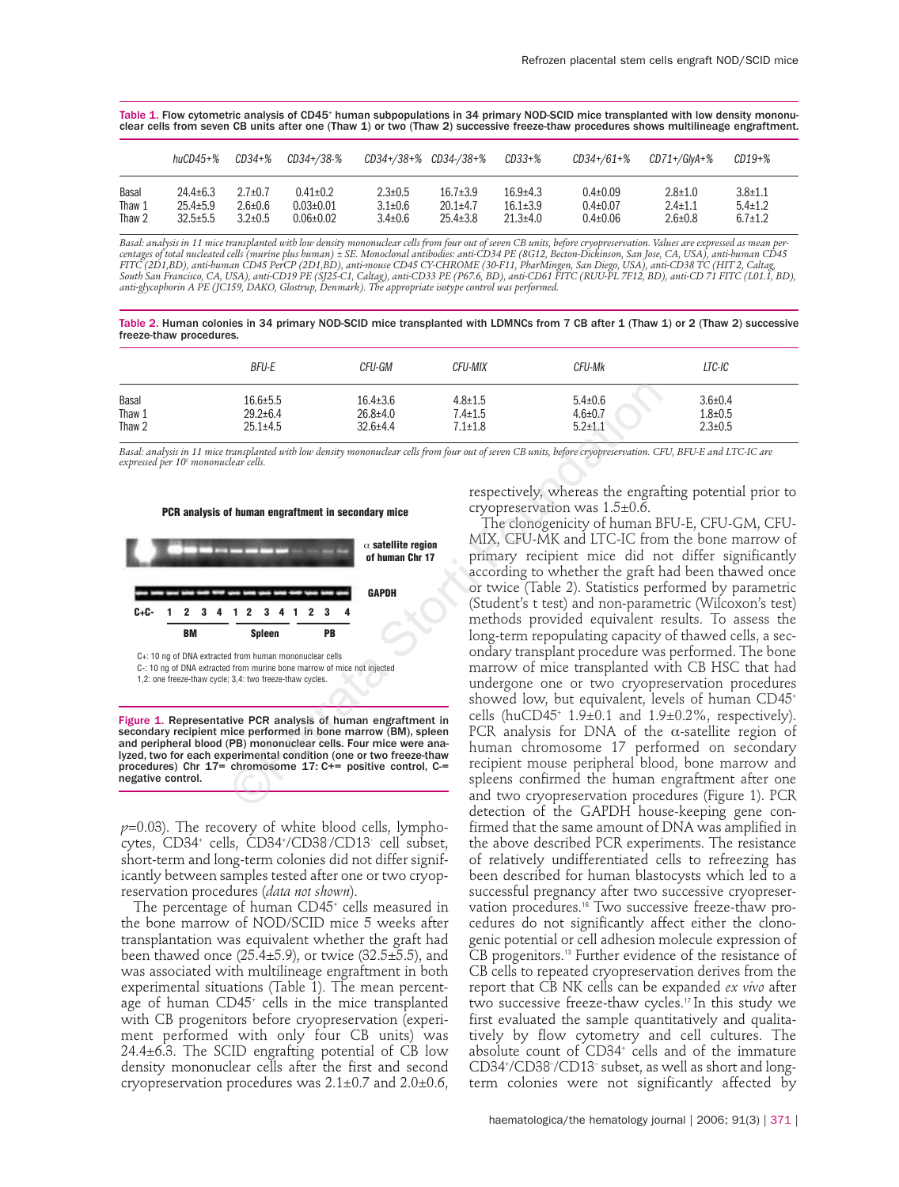**Table 1.** Flow cytometric analysis of CD45⁺ human subpopulations in 34 primary NOD-SCID mice transplanted with low density mononuclear cells from seven CB units after one (Thaw 1) or two (Thaw 2) successive freeze-thaw procedures shows multilineage engraftment.

| | huCD45+% | CD34+% | CD34+/38-% | CD34+/38+% | CD34-/38+% | CD33+% | CD34+/61+% | CD71+/GlyA+% | CD19+% |
|---|---|---|---|---|---|---|---|---|---|
| Basal | 24.4±6.3 | 2.7±0.7 | 0.41±0.2 | 2.3±0.5 | 16.7±3.9 | 16.9±4.3 | 0.4±0.09 | 2.8±1.0 | 3.8±1.1 |
| Thaw 1 | 25.4±5.9 | 2.6±0.6 | 0.03±0.01 | 3.1±0.6 | 20.1±4.7 | 16.1±3.9 | 0.4±0.07 | 2.4±1.1 | 5.4±1.2 |
| Thaw 2 | 32.5±5.5 | 3.2±0.5 | 0.06±0.02 | 3.4±0.6 | 25.4±3.8 | 21.3±4.0 | 0.4±0.06 | 2.6±0.8 | 6.7±1.2 |

*Basal: analysis in 11 mice transplanted with low density mononuclear cells from four out of seven CB units, before cryopreservation. Values are expressed as mean percentages of total nucleated cells (murine plus human) ± SE. Monoclonal antibodies: anti-CD34 PE (8G12, Becton-Dickinson, San Jose, CA, USA), anti-human CD45 FITC (2D1,BD), anti-human CD45 PerCP (2D1,BD), anti-mouse CD45 CY-CHROME (30-F11, PharMingen, San Diego, USA), anti-CD38 TC (HIT 2, Caltag, South San Francisco, CA, USA), anti-CD19 PE (SJ25-C1, Caltag), anti-CD33 PE (P67.6, BD), anti-CD61 FITC (RUU-PL 7F12, BD), anti-CD 71 FITC (L01.1, BD), anti-glycophorin A PE (JC159, DAKO, Glostrup, Denmark). The appropriate isotype control was performed.*

**Table 2.** Human colonies in 34 primary NOD-SCID mice transplanted with LDMNCs from 7 CB after 1 (Thaw 1) or 2 (Thaw 2) successive freeze-thaw procedures.

| | BFU-E | CFU-GM | CFU-MIX | CFU-Mk | LTC-IC |
|---|---|---|---|---|---|
| Basal | 16.6±5.5 | 16.4±3.6 | 4.8±1.5 | 5.4±0.6 | 3.6±0.4 |
| Thaw 1 | 29.2±6.4 | 26.8±4.0 | 7.4±1.5 | 4.6±0.7 | 1.8±0.5 |
| Thaw 2 | 25.1±4.5 | 32.6±4.4 | 7.1±1.8 | 5.2±1.1 | 2.3±0.5 |

*Basal: analysis in 11 mice transplanted with low density mononuclear cells from four out of seven CB units, before cryopreservation. CFU, BFU-E and LTC-IC are expressed per 10⁵ mononuclear cells.*

**PCR analysis of human engraftment in secondary mice**

α satellite region of human Chr 17

GAPDH

C+ C- 1 2 3 4 1 2 3 4 1 2 3 4

BM Spleen PB

C+: 10 ng of DNA extracted from human mononuclear cells
C-: 10 ng of DNA extracted from murine bone marrow of mice not injected
1,2: one freeze-thaw cycle; 3,4: two freeze-thaw cycles.

**Figure 1.** Representative PCR analysis of human engraftment in secondary recipient mice performed in bone marrow (BM), spleen and peripheral blood (PB) mononuclear cells. Four mice were analyzed, two for each experimental condition (one or two freeze-thaw procedures) Chr 17= chromosome 17: C+= positive control, C-= negative control.

$p$=0.03). The recovery of white blood cells, lymphocytes, CD34⁺ cells, CD34⁺/CD38⁻/CD13⁻ cell subset, short-term and long-term colonies did not differ significantly between samples tested after one or two cryopreservation procedures (*data not shown*).

The percentage of human CD45⁺ cells measured in the bone marrow of NOD/SCID mice 5 weeks after transplantation was equivalent whether the graft had been thawed once (25.4±5.9), or twice (32.5±5.5), and was associated with multilineage engraftment in both experimental situations (Table 1). The mean percentage of human CD45⁺ cells in the mice transplanted with CB progenitors before cryopreservation (experiment performed with only four CB units) was 24.4±6.3. The SCID engrafting potential of CB low density mononuclear cells after the first and second cryopreservation procedures was 2.1±0.7 and 2.0±0.6, respectively, whereas the engrafting potential prior to cryopreservation was 1.5±0.6.

The clonogenicity of human BFU-E, CFU-GM, CFU-MIX, CFU-MK and LTC-IC from the bone marrow of primary recipient mice did not differ significantly according to whether the graft had been thawed once or twice (Table 2). Statistics performed by parametric (Student's t test) and non-parametric (Wilcoxon's test) methods provided equivalent results. To assess the long-term repopulating capacity of thawed cells, a secondary transplant procedure was performed. The bone marrow of mice transplanted with CB HSC that had undergone one or two cryopreservation procedures showed low, but equivalent, levels of human CD45⁺ cells (huCD45⁺ 1.9±0.1 and 1.9±0.2%, respectively). PCR analysis for DNA of the α-satellite region of human chromosome 17 performed on secondary recipient mouse peripheral blood, bone marrow and spleens confirmed the human engraftment after one and two cryopreservation procedures (Figure 1). PCR detection of the GAPDH house-keeping gene confirmed that the same amount of DNA was amplified in the above described PCR experiments. The resistance of relatively undifferentiated cells to refreezing has been described for human blastocysts which led to a successful pregnancy after two successive cryopreservation procedures.[16] Two successive freeze-thaw procedures do not significantly affect either the clonogenic potential or cell adhesion molecule expression of CB progenitors.[13] Further evidence of the resistance of CB cells to repeated cryopreservation derives from the report that CB NK cells can be expanded *ex vivo* after two successive freeze-thaw cycles.[17] In this study we first evaluated the sample quantitatively and qualitatively by flow cytometry and cell cultures. The absolute count of CD34⁺ cells and of the immature CD34⁺/CD38⁻/CD13⁻ subset, as well as short and long-term colonies were not significantly affected by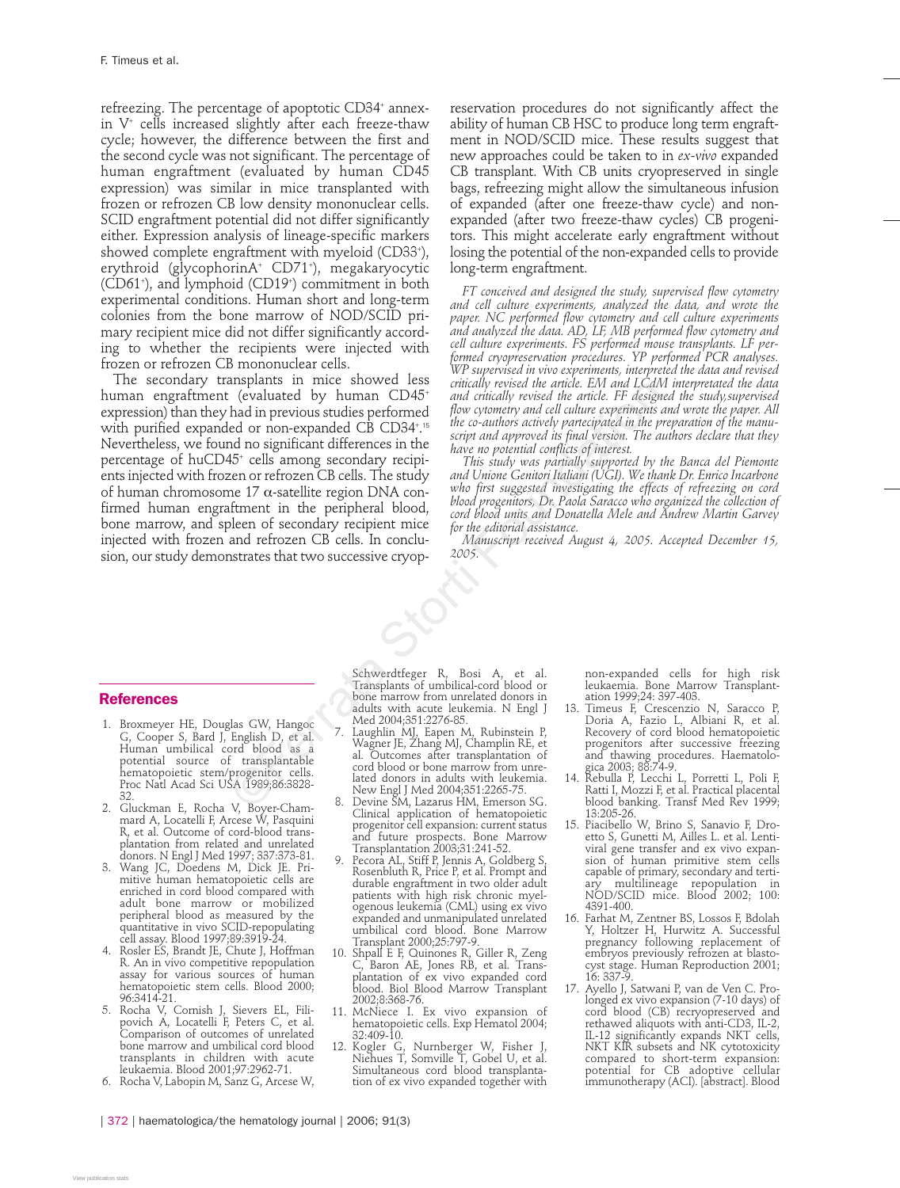refreezing. The percentage of apoptotic CD34⁺ annexin V⁺ cells increased slightly after each freeze-thaw cycle; however, the difference between the first and the second cycle was not significant. The percentage of human engraftment (evaluated by human CD45 expression) was similar in mice transplanted with frozen or refrozen CB low density mononuclear cells. SCID engraftment potential did not differ significantly either. Expression analysis of lineage-specific markers showed complete engraftment with myeloid (CD33⁺), erythroid (glycophorinA⁺ CD71⁺), megakaryocytic (CD61⁺), and lymphoid (CD19⁺) commitment in both experimental conditions. Human short and long-term colonies from the bone marrow of NOD/SCID primary recipient mice did not differ significantly according to whether the recipients were injected with frozen or refrozen CB mononuclear cells.

The secondary transplants in mice showed less human engraftment (evaluated by human CD45⁺ expression) than they had in previous studies performed with purified expanded or non-expanded CB CD34⁺.[15] Nevertheless, we found no significant differences in the percentage of huCD45⁺ cells among secondary recipients injected with frozen or refrozen CB cells. The study of human chromosome 17 α-satellite region DNA confirmed human engraftment in the peripheral blood, bone marrow, and spleen of secondary recipient mice injected with frozen and refrozen CB cells. In conclusion, our study demonstrates that two successive cryopreservation procedures do not significantly affect the ability of human CB HSC to produce long term engraftment in NOD/SCID mice. These results suggest that new approaches could be taken to in *ex-vivo* expanded CB transplant. With CB units cryopreserved in single bags, refreezing might allow the simultaneous infusion of expanded (after one freeze-thaw cycle) and non-expanded (after two freeze-thaw cycles) CB progenitors. This might accelerate early engraftment without losing the potential of the non-expanded cells to provide long-term engraftment.

*FT conceived and designed the study, supervised flow cytometry and cell culture experiments, analyzed the data, and wrote the paper. NC performed flow cytometry and cell culture experiments and analyzed the data. AD, LF, MB performed flow cytometry and cell culture experiments. FS performed mouse transplants. LF performed cryopreservation procedures. YP performed PCR analyses. WP supervised in vivo experiments, interpreted the data and revised critically revised the article. EM and LCdM interpretated the data and critically revised the article. FF designed the study,supervised flow cytometry and cell culture experiments and wrote the paper. All the co-authors actively partecipated in the preparation of the manuscript and approved its final version. The authors declare that they have no potential conflicts of interest.*

*This study was partially supported by the Banca del Piemonte and Unione Genitori Italiani (UGI). We thank Dr. Enrico Incarbone who first suggested investigating the effects of refreezing on cord blood progenitors, Dr. Paola Saracco who organized the collection of cord blood units and Donatella Mele and Andrew Martin Garvey for the editorial assistance.*

*Manuscript received August 4, 2005. Accepted December 15, 2005.*

## References

1. Broxmeyer HE, Douglas GW, Hangoc G, Cooper S, Bard J, English D, et al. Human umbilical cord blood as a potential source of transplantable hematopoietic stem/progenitor cells. Proc Natl Acad Sci USA 1989;86:3828-32.
2. Gluckman E, Rocha V, Boyer-Chammard A, Locatelli F, Arcese W, Pasquini R, et al. Outcome of cord-blood transplantation from related and unrelated donors. N Engl J Med 1997; 337:373-81.
3. Wang JC, Doedens M, Dick JE. Primitive human hematopoietic cells are enriched in cord blood compared with adult bone marrow or mobilized peripheral blood as measured by the quantitative in vivo SCID-repopulating cell assay. Blood 1997;89:3919-24.
4. Rosler ES, Brandt JE, Chute J, Hoffman R. An in vivo competitive repopulation assay for various sources of human hematopoietic stem cells. Blood 2000; 96:3414-21.
5. Rocha V, Cornish J, Sievers EL, Filipovich A, Locatelli F, Peters C, et al. Comparison of outcomes of unrelated bone marrow and umbilical cord blood transplants in children with acute leukaemia. Blood 2001;97:2962-71.
6. Rocha V, Labopin M, Sanz G, Arcese W, Schwerdtfeger R, Bosi A, et al. Transplants of umbilical-cord blood or bone marrow from unrelated donors in adults with acute leukemia. N Engl J Med 2004;351:2276-85.
7. Laughlin MJ, Eapen M, Rubinstein P, Wagner JE, Zhang MJ, Champlin RE, et al. Outcomes after transplantation of cord blood or bone marrow from unrelated donors in adults with leukemia. New Engl J Med 2004;351:2265-75.
8. Devine SM, Lazarus HM, Emerson SG. Clinical application of hematopoietic progenitor cell expansion: current status and future prospects. Bone Marrow Transplantation 2003;31:241-52.
9. Pecora AL, Stiff P, Jennis A, Goldberg S, Rosenbluth R, Price P, et al. Prompt and durable engraftment in two older adult patients with high risk chronic myelogenous leukemia (CML) using ex vivo expanded and unmanipulated unrelated umbilical cord blood. Bone Marrow Transplant 2000;25:797-9.
10. Shpall E F, Quinones R, Giller R, Zeng C, Baron AE, Jones RB, et al. Transplantation of ex vivo expanded cord blood. Biol Blood Marrow Transplant 2002;8:368-76.
11. McNiece I. Ex vivo expansion of hematopoietic cells. Exp Hematol 2004; 32:409-10.
12. Kogler G, Nurnberger W, Fisher J, Niehues T, Somville T, Gobel U, et al. Simultaneous cord blood transplantation of ex vivo expanded together with non-expanded cells for high risk leukaemia. Bone Marrow Transplantation 1999;24: 397-403.
13. Timeus F, Crescenzio N, Saracco P, Doria A, Fazio L, Albiani R, et al. Recovery of cord blood hematopoietic progenitors after successive freezing and thawing procedures. Haematologica 2003; 88:74-9.
14. Rebulla P, Lecchi L, Porretti L, Poli F, Ratti I, Mozzi F, et al. Practical placental blood banking. Transf Med Rev 1999; 13:205-26.
15. Piacibello W, Brino S, Sanavio F, Droetto S, Gunetti M, Ailles L. et al. Lentiviral gene transfer and ex vivo expansion of human primitive stem cells capable of primary, secondary and tertiary multilineage repopulation in NOD/SCID mice. Blood 2002; 100: 4391-400.
16. Farhat M, Zentner BS, Lossos F, Bdolah Y, Holtzer H, Hurwitz A. Successful pregnancy following replacement of embryos previously refrozen at blastocyst stage. Human Reproduction 2001; 16: 337-9.
17. Ayello J, Satwani P, van de Ven C. Prolonged ex vivo expansion (7-10 days) of cord blood (CB) recryopreserved and rethawed aliquots with anti-CD3, IL-2, IL-12 significantly expands NKT cells, NKT KIR subsets and NK cytotoxicity compared to short-term expansion: potential for CB adoptive cellular immunotherapy (ACI). [abstract]. Blood